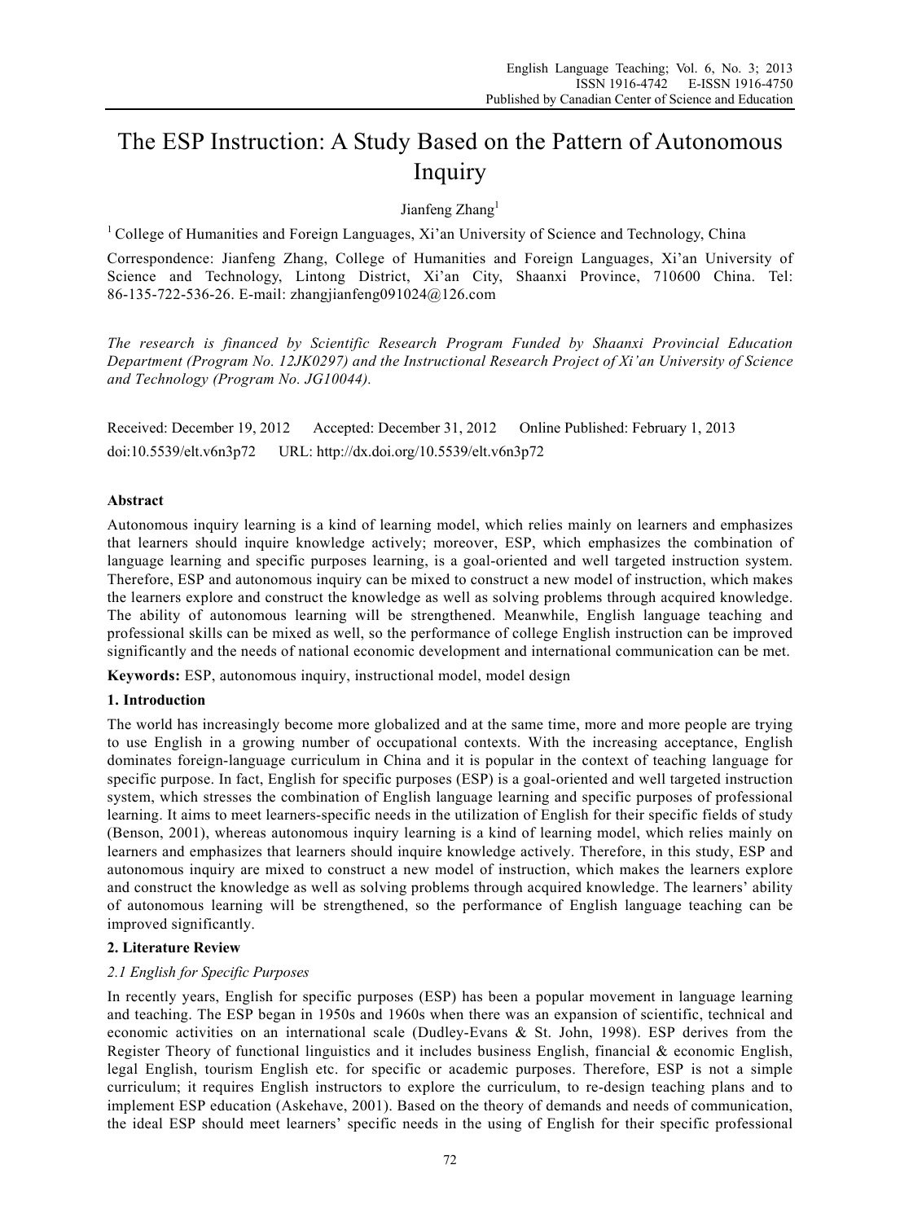# The ESP Instruction: A Study Based on the Pattern of Autonomous Inquiry

Jianfeng Zhang[1]

[1] College of Humanities and Foreign Languages, Xi'an University of Science and Technology, China

Correspondence: Jianfeng Zhang, College of Humanities and Foreign Languages, Xi'an University of Science and Technology, Lintong District, Xi'an City, Shaanxi Province, 710600 China. Tel: 86-135-722-536-26. E-mail: zhangjianfeng091024@126.com

*The research is financed by Scientific Research Program Funded by Shaanxi Provincial Education Department (Program No. 12JK0297) and the Instructional Research Project of Xi'an University of Science and Technology (Program No. JG10044).*

Received: December 19, 2012 Accepted: December 31, 2012 Online Published: February 1, 2013

doi:10.5539/elt.v6n3p72 URL: http://dx.doi.org/10.5539/elt.v6n3p72

**Abstract**

Autonomous inquiry learning is a kind of learning model, which relies mainly on learners and emphasizes that learners should inquire knowledge actively; moreover, ESP, which emphasizes the combination of language learning and specific purposes learning, is a goal-oriented and well targeted instruction system. Therefore, ESP and autonomous inquiry can be mixed to construct a new model of instruction, which makes the learners explore and construct the knowledge as well as solving problems through acquired knowledge. The ability of autonomous learning will be strengthened. Meanwhile, English language teaching and professional skills can be mixed as well, so the performance of college English instruction can be improved significantly and the needs of national economic development and international communication can be met.

**Keywords:** ESP, autonomous inquiry, instructional model, model design

## 1. Introduction

The world has increasingly become more globalized and at the same time, more and more people are trying to use English in a growing number of occupational contexts. With the increasing acceptance, English dominates foreign-language curriculum in China and it is popular in the context of teaching language for specific purpose. In fact, English for specific purposes (ESP) is a goal-oriented and well targeted instruction system, which stresses the combination of English language learning and specific purposes of professional learning. It aims to meet learners-specific needs in the utilization of English for their specific fields of study (Benson, 2001), whereas autonomous inquiry learning is a kind of learning model, which relies mainly on learners and emphasizes that learners should inquire knowledge actively. Therefore, in this study, ESP and autonomous inquiry are mixed to construct a new model of instruction, which makes the learners explore and construct the knowledge as well as solving problems through acquired knowledge. The learners' ability of autonomous learning will be strengthened, so the performance of English language teaching can be improved significantly.

## 2. Literature Review

### *2.1 English for Specific Purposes*

In recently years, English for specific purposes (ESP) has been a popular movement in language learning and teaching. The ESP began in 1950s and 1960s when there was an expansion of scientific, technical and economic activities on an international scale (Dudley-Evans & St. John, 1998). ESP derives from the Register Theory of functional linguistics and it includes business English, financial & economic English, legal English, tourism English etc. for specific or academic purposes. Therefore, ESP is not a simple curriculum; it requires English instructors to explore the curriculum, to re-design teaching plans and to implement ESP education (Askehave, 2001). Based on the theory of demands and needs of communication, the ideal ESP should meet learners' specific needs in the using of English for their specific professional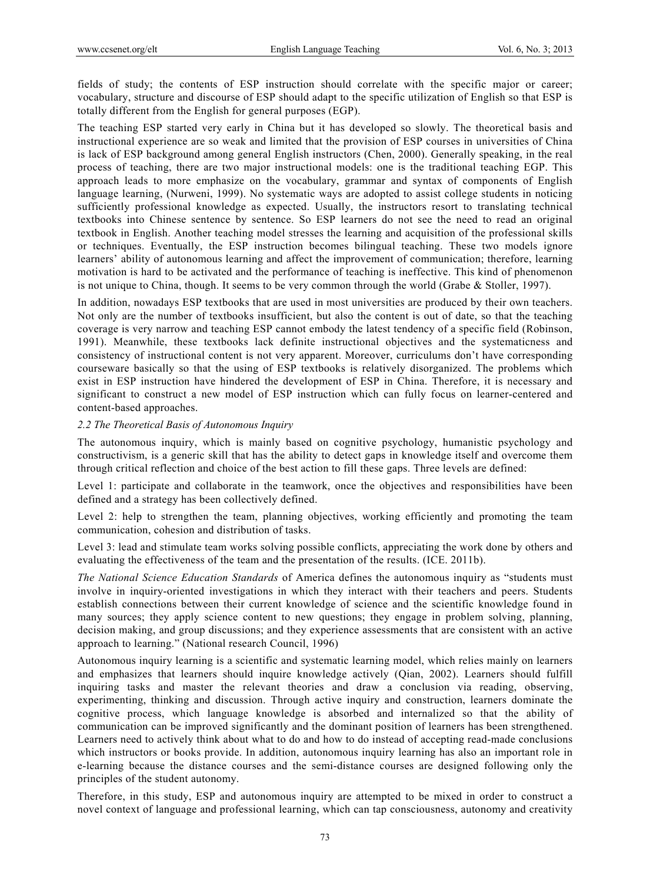fields of study; the contents of ESP instruction should correlate with the specific major or career; vocabulary, structure and discourse of ESP should adapt to the specific utilization of English so that ESP is totally different from the English for general purposes (EGP).

The teaching ESP started very early in China but it has developed so slowly. The theoretical basis and instructional experience are so weak and limited that the provision of ESP courses in universities of China is lack of ESP background among general English instructors (Chen, 2000). Generally speaking, in the real process of teaching, there are two major instructional models: one is the traditional teaching EGP. This approach leads to more emphasize on the vocabulary, grammar and syntax of components of English language learning, (Nurweni, 1999). No systematic ways are adopted to assist college students in noticing sufficiently professional knowledge as expected. Usually, the instructors resort to translating technical textbooks into Chinese sentence by sentence. So ESP learners do not see the need to read an original textbook in English. Another teaching model stresses the learning and acquisition of the professional skills or techniques. Eventually, the ESP instruction becomes bilingual teaching. These two models ignore learners' ability of autonomous learning and affect the improvement of communication; therefore, learning motivation is hard to be activated and the performance of teaching is ineffective. This kind of phenomenon is not unique to China, though. It seems to be very common through the world (Grabe & Stoller, 1997).

In addition, nowadays ESP textbooks that are used in most universities are produced by their own teachers. Not only are the number of textbooks insufficient, but also the content is out of date, so that the teaching coverage is very narrow and teaching ESP cannot embody the latest tendency of a specific field (Robinson, 1991). Meanwhile, these textbooks lack definite instructional objectives and the systematicness and consistency of instructional content is not very apparent. Moreover, curriculums don't have corresponding courseware basically so that the using of ESP textbooks is relatively disorganized. The problems which exist in ESP instruction have hindered the development of ESP in China. Therefore, it is necessary and significant to construct a new model of ESP instruction which can fully focus on learner-centered and content-based approaches.

### *2.2 The Theoretical Basis of Autonomous Inquiry*

The autonomous inquiry, which is mainly based on cognitive psychology, humanistic psychology and constructivism, is a generic skill that has the ability to detect gaps in knowledge itself and overcome them through critical reflection and choice of the best action to fill these gaps. Three levels are defined:

Level 1: participate and collaborate in the teamwork, once the objectives and responsibilities have been defined and a strategy has been collectively defined.

Level 2: help to strengthen the team, planning objectives, working efficiently and promoting the team communication, cohesion and distribution of tasks.

Level 3: lead and stimulate team works solving possible conflicts, appreciating the work done by others and evaluating the effectiveness of the team and the presentation of the results. (ICE. 2011b).

*The National Science Education Standards* of America defines the autonomous inquiry as "students must involve in inquiry-oriented investigations in which they interact with their teachers and peers. Students establish connections between their current knowledge of science and the scientific knowledge found in many sources; they apply science content to new questions; they engage in problem solving, planning, decision making, and group discussions; and they experience assessments that are consistent with an active approach to learning." (National research Council, 1996)

Autonomous inquiry learning is a scientific and systematic learning model, which relies mainly on learners and emphasizes that learners should inquire knowledge actively (Qian, 2002). Learners should fulfill inquiring tasks and master the relevant theories and draw a conclusion via reading, observing, experimenting, thinking and discussion. Through active inquiry and construction, learners dominate the cognitive process, which language knowledge is absorbed and internalized so that the ability of communication can be improved significantly and the dominant position of learners has been strengthened. Learners need to actively think about what to do and how to do instead of accepting read-made conclusions which instructors or books provide. In addition, autonomous inquiry learning has also an important role in e-learning because the distance courses and the semi-distance courses are designed following only the principles of the student autonomy.

Therefore, in this study, ESP and autonomous inquiry are attempted to be mixed in order to construct a novel context of language and professional learning, which can tap consciousness, autonomy and creativity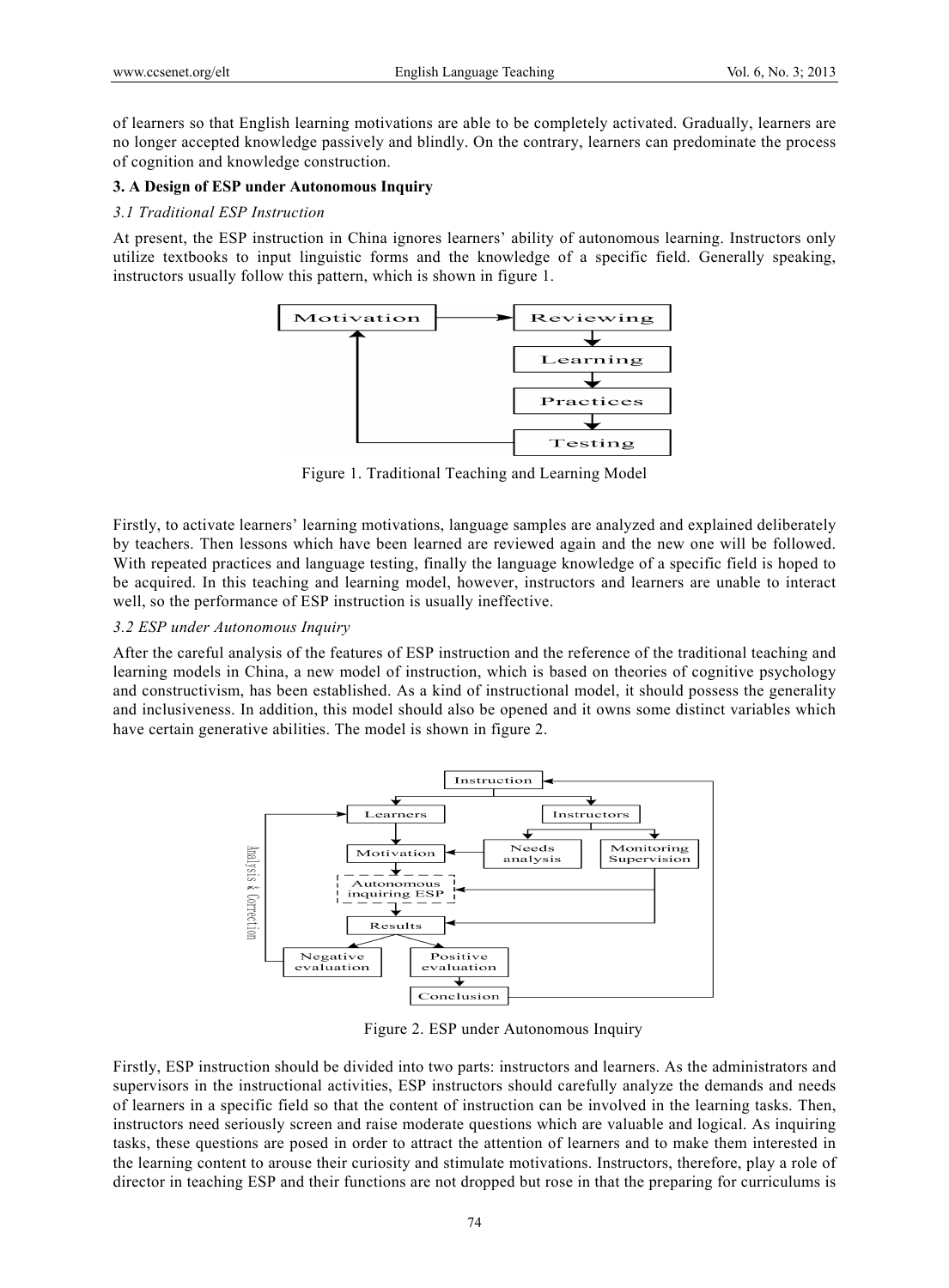of learners so that English learning motivations are able to be completely activated. Gradually, learners are no longer accepted knowledge passively and blindly. On the contrary, learners can predominate the process of cognition and knowledge construction.

**3. A Design of ESP under Autonomous Inquiry**

*3.1 Traditional ESP Instruction*

At present, the ESP instruction in China ignores learners' ability of autonomous learning. Instructors only utilize textbooks to input linguistic forms and the knowledge of a specific field. Generally speaking, instructors usually follow this pattern, which is shown in figure 1.

Figure 1. Traditional Teaching and Learning Model

Firstly, to activate learners' learning motivations, language samples are analyzed and explained deliberately by teachers. Then lessons which have been learned are reviewed again and the new one will be followed. With repeated practices and language testing, finally the language knowledge of a specific field is hoped to be acquired. In this teaching and learning model, however, instructors and learners are unable to interact well, so the performance of ESP instruction is usually ineffective.

*3.2 ESP under Autonomous Inquiry*

After the careful analysis of the features of ESP instruction and the reference of the traditional teaching and learning models in China, a new model of instruction, which is based on theories of cognitive psychology and constructivism, has been established. As a kind of instructional model, it should possess the generality and inclusiveness. In addition, this model should also be opened and it owns some distinct variables which have certain generative abilities. The model is shown in figure 2.

Figure 2. ESP under Autonomous Inquiry

Firstly, ESP instruction should be divided into two parts: instructors and learners. As the administrators and supervisors in the instructional activities, ESP instructors should carefully analyze the demands and needs of learners in a specific field so that the content of instruction can be involved in the learning tasks. Then, instructors need seriously screen and raise moderate questions which are valuable and logical. As inquiring tasks, these questions are posed in order to attract the attention of learners and to make them interested in the learning content to arouse their curiosity and stimulate motivations. Instructors, therefore, play a role of director in teaching ESP and their functions are not dropped but rose in that the preparing for curriculums is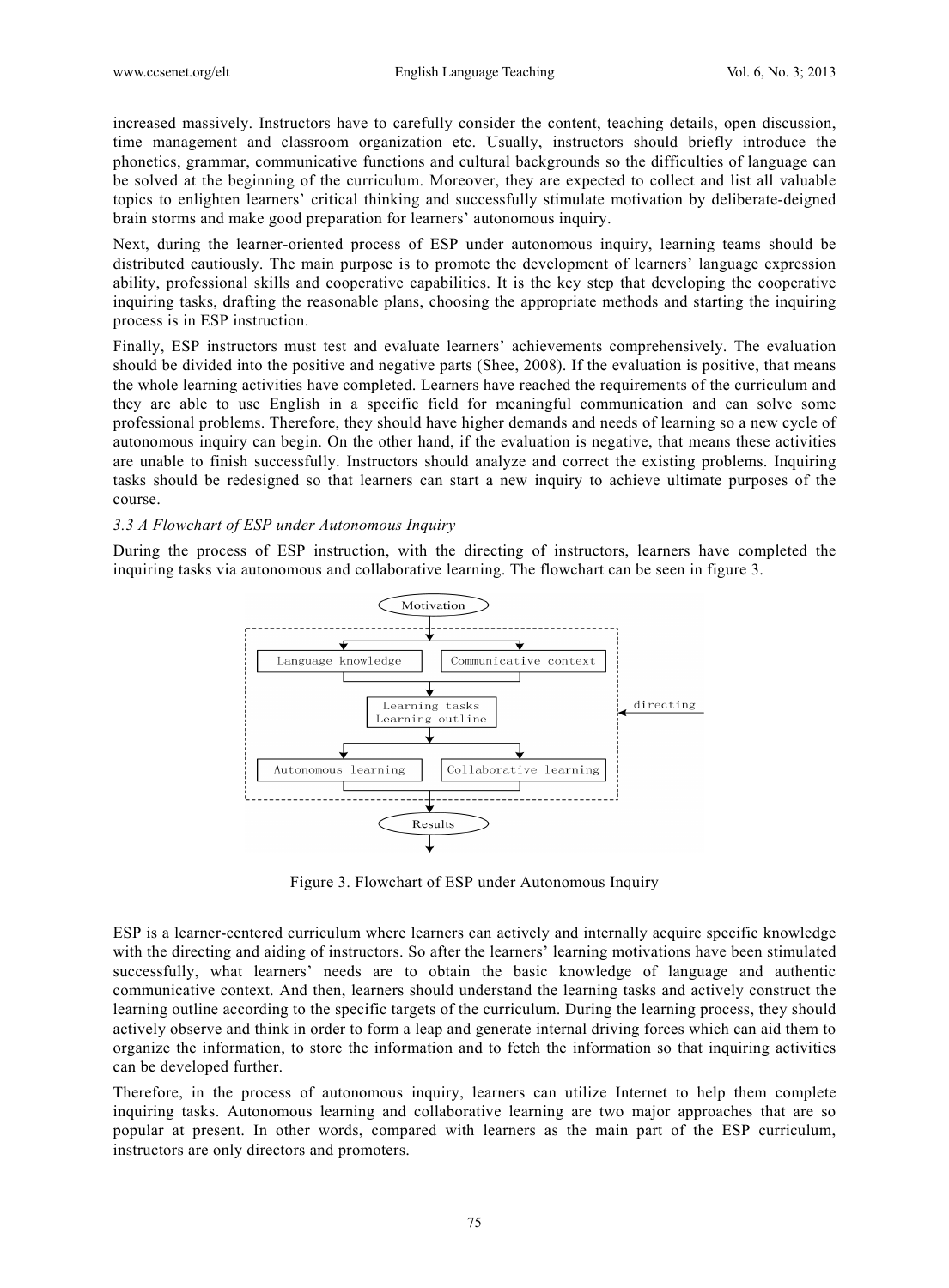increased massively. Instructors have to carefully consider the content, teaching details, open discussion, time management and classroom organization etc. Usually, instructors should briefly introduce the phonetics, grammar, communicative functions and cultural backgrounds so the difficulties of language can be solved at the beginning of the curriculum. Moreover, they are expected to collect and list all valuable topics to enlighten learners' critical thinking and successfully stimulate motivation by deliberate-deigned brain storms and make good preparation for learners' autonomous inquiry.

Next, during the learner-oriented process of ESP under autonomous inquiry, learning teams should be distributed cautiously. The main purpose is to promote the development of learners' language expression ability, professional skills and cooperative capabilities. It is the key step that developing the cooperative inquiring tasks, drafting the reasonable plans, choosing the appropriate methods and starting the inquiring process is in ESP instruction.

Finally, ESP instructors must test and evaluate learners' achievements comprehensively. The evaluation should be divided into the positive and negative parts (Shee, 2008). If the evaluation is positive, that means the whole learning activities have completed. Learners have reached the requirements of the curriculum and they are able to use English in a specific field for meaningful communication and can solve some professional problems. Therefore, they should have higher demands and needs of learning so a new cycle of autonomous inquiry can begin. On the other hand, if the evaluation is negative, that means these activities are unable to finish successfully. Instructors should analyze and correct the existing problems. Inquiring tasks should be redesigned so that learners can start a new inquiry to achieve ultimate purposes of the course.

*3.3 A Flowchart of ESP under Autonomous Inquiry*

During the process of ESP instruction, with the directing of instructors, learners have completed the inquiring tasks via autonomous and collaborative learning. The flowchart can be seen in figure 3.

Motivation → Language knowledge / Communicative context → Learning tasks, Learning outline → Autonomous learning / Collaborative learning → Results (directing)

Figure 3. Flowchart of ESP under Autonomous Inquiry

ESP is a learner-centered curriculum where learners can actively and internally acquire specific knowledge with the directing and aiding of instructors. So after the learners' learning motivations have been stimulated successfully, what learners' needs are to obtain the basic knowledge of language and authentic communicative context. And then, learners should understand the learning tasks and actively construct the learning outline according to the specific targets of the curriculum. During the learning process, they should actively observe and think in order to form a leap and generate internal driving forces which can aid them to organize the information, to store the information and to fetch the information so that inquiring activities can be developed further.

Therefore, in the process of autonomous inquiry, learners can utilize Internet to help them complete inquiring tasks. Autonomous learning and collaborative learning are two major approaches that are so popular at present. In other words, compared with learners as the main part of the ESP curriculum, instructors are only directors and promoters.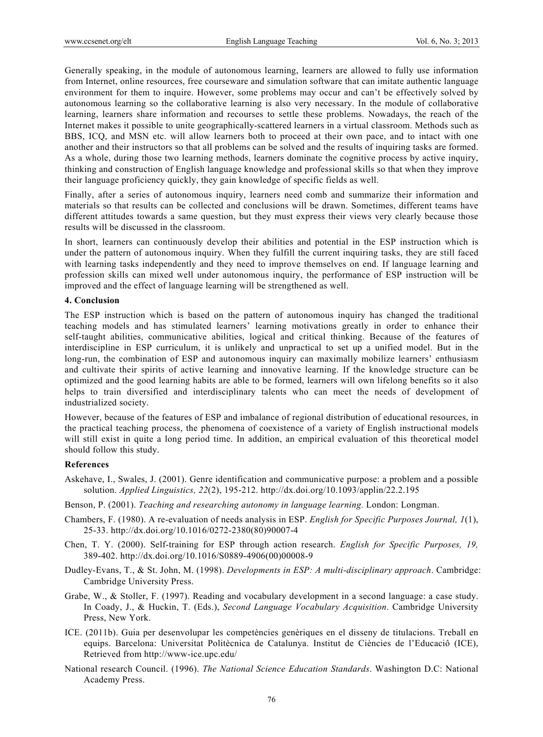Generally speaking, in the module of autonomous learning, learners are allowed to fully use information from Internet, online resources, free courseware and simulation software that can imitate authentic language environment for them to inquire. However, some problems may occur and can't be effectively solved by autonomous learning so the collaborative learning is also very necessary. In the module of collaborative learning, learners share information and recourses to settle these problems. Nowadays, the reach of the Internet makes it possible to unite geographically-scattered learners in a virtual classroom. Methods such as BBS, ICQ, and MSN etc. will allow learners both to proceed at their own pace, and to intact with one another and their instructors so that all problems can be solved and the results of inquiring tasks are formed. As a whole, during those two learning methods, learners dominate the cognitive process by active inquiry, thinking and construction of English language knowledge and professional skills so that when they improve their language proficiency quickly, they gain knowledge of specific fields as well.

Finally, after a series of autonomous inquiry, learners need comb and summarize their information and materials so that results can be collected and conclusions will be drawn. Sometimes, different teams have different attitudes towards a same question, but they must express their views very clearly because those results will be discussed in the classroom.

In short, learners can continuously develop their abilities and potential in the ESP instruction which is under the pattern of autonomous inquiry. When they fulfill the current inquiring tasks, they are still faced with learning tasks independently and they need to improve themselves on end. If language learning and profession skills can mixed well under autonomous inquiry, the performance of ESP instruction will be improved and the effect of language learning will be strengthened as well.

## 4. Conclusion

The ESP instruction which is based on the pattern of autonomous inquiry has changed the traditional teaching models and has stimulated learners' learning motivations greatly in order to enhance their self-taught abilities, communicative abilities, logical and critical thinking. Because of the features of interdiscipline in ESP curriculum, it is unlikely and unpractical to set up a unified model. But in the long-run, the combination of ESP and autonomous inquiry can maximally mobilize learners' enthusiasm and cultivate their spirits of active learning and innovative learning. If the knowledge structure can be optimized and the good learning habits are able to be formed, learners will own lifelong benefits so it also helps to train diversified and interdisciplinary talents who can meet the needs of development of industrialized society.

However, because of the features of ESP and imbalance of regional distribution of educational resources, in the practical teaching process, the phenomena of coexistence of a variety of English instructional models will still exist in quite a long period time. In addition, an empirical evaluation of this theoretical model should follow this study.

## References

Askehave, I., Swales, J. (2001). Genre identification and communicative purpose: a problem and a possible solution. *Applied Linguistics, 22*(2), 195-212. http://dx.doi.org/10.1093/applin/22.2.195

Benson, P. (2001). *Teaching and researching autonomy in language learning.* London: Longman.

Chambers, F. (1980). A re-evaluation of needs analysis in ESP. *English for Specific Purposes Journal, 1*(1), 25-33. http://dx.doi.org/10.1016/0272-2380(80)90007-4

Chen, T. Y. (2000). Self-training for ESP through action research. *English for Specific Purposes, 19,* 389-402. http://dx.doi.org/10.1016/S0889-4906(00)00008-9

Dudley-Evans, T., & St. John, M. (1998). *Developments in ESP: A multi-disciplinary approach*. Cambridge: Cambridge University Press.

Grabe, W., & Stoller, F. (1997). Reading and vocabulary development in a second language: a case study. In Coady, J., & Huckin, T. (Eds.), *Second Language Vocabulary Acquisition*. Cambridge University Press, New York.

ICE. (2011b). Guia per desenvolupar les competències genèriques en el disseny de titulacions. Treball en equips. Barcelona: Universitat Politècnica de Catalunya. Institut de Ciències de l'Educaciô (ICE), Retrieved from http://www-ice.upc.edu/

National research Council. (1996). *The National Science Education Standards*. Washington D.C: National Academy Press.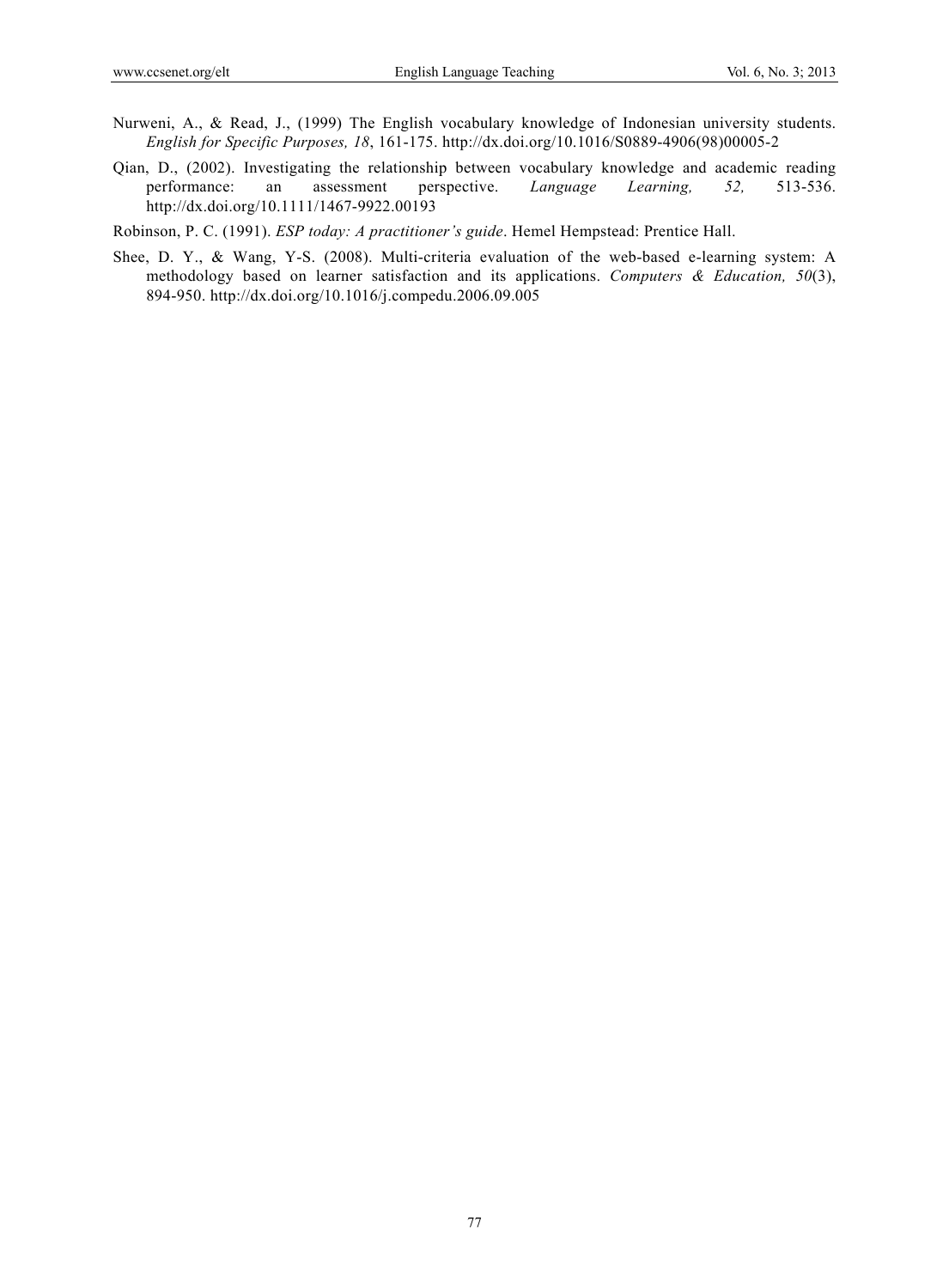Nurweni, A., & Read, J., (1999) The English vocabulary knowledge of Indonesian university students. *English for Specific Purposes, 18*, 161-175. http://dx.doi.org/10.1016/S0889-4906(98)00005-2

Qian, D., (2002). Investigating the relationship between vocabulary knowledge and academic reading performance: an assessment perspective. *Language Learning, 52,* 513-536. http://dx.doi.org/10.1111/1467-9922.00193

Robinson, P. C. (1991). *ESP today: A practitioner's guide*. Hemel Hempstead: Prentice Hall.

Shee, D. Y., & Wang, Y-S. (2008). Multi-criteria evaluation of the web-based e-learning system: A methodology based on learner satisfaction and its applications. *Computers & Education, 50*(3), 894-950. http://dx.doi.org/10.1016/j.compedu.2006.09.005